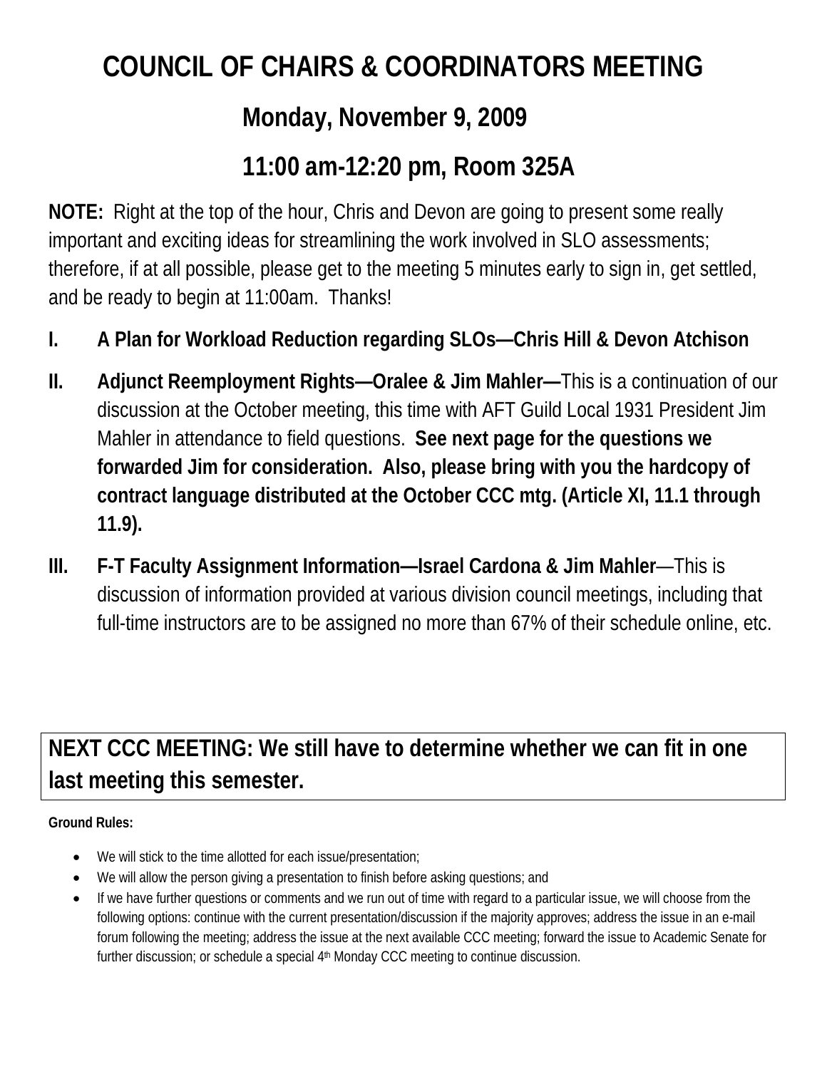# COUNCIL OF CHAIRS & COORDINATORS MEETING

## Monday, November 9, 2009

## 11:00 am-12:20 pm, Room 325A

**NOTE:** Right at the top of the hour, Chris and Devon are going to present some really important and exciting ideas for streamlining the work involved in SLO assessments; therefore, if at all possible, please get to the meeting 5 minutes early to sign in, get settled, and be ready to begin at 11:00am. Thanks!

I. **A Plan for Workload Reduction regarding SLOs—Chris Hill & Devon Atchison**

II. **Adjunct Reemployment Rights—Oralee & Jim Mahler—**This is a continuation of our discussion at the October meeting, this time with AFT Guild Local 1931 President Jim Mahler in attendance to field questions. **See next page for the questions we forwarded Jim for consideration. Also, please bring with you the hardcopy of contract language distributed at the October CCC mtg. (Article XI, 11.1 through 11.9).**

III. **F-T Faculty Assignment Information—Israel Cardona & Jim Mahler**—This is discussion of information provided at various division council meetings, including that full-time instructors are to be assigned no more than 67% of their schedule online, etc.

**NEXT CCC MEETING: We still have to determine whether we can fit in one last meeting this semester.**

**Ground Rules:**

- We will stick to the time allotted for each issue/presentation;
- We will allow the person giving a presentation to finish before asking questions; and
- If we have further questions or comments and we run out of time with regard to a particular issue, we will choose from the following options: continue with the current presentation/discussion if the majority approves; address the issue in an e-mail forum following the meeting; address the issue at the next available CCC meeting; forward the issue to Academic Senate for further discussion; or schedule a special 4th Monday CCC meeting to continue discussion.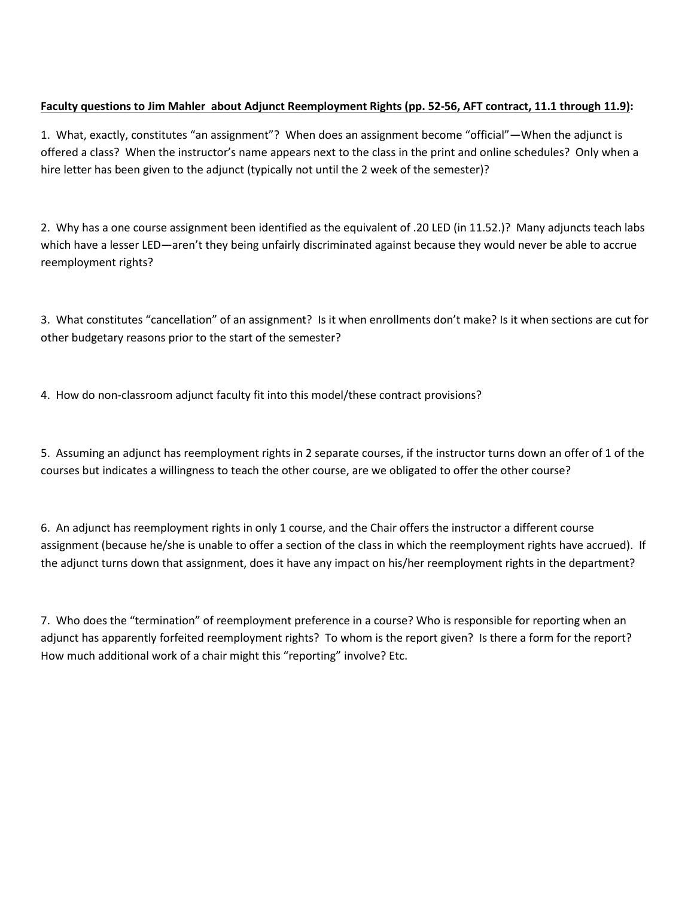**Faculty questions to Jim Mahler about Adjunct Reemployment Rights (pp. 52-56, AFT contract, 11.1 through 11.9):**

1. What, exactly, constitutes "an assignment"? When does an assignment become "official"—When the adjunct is offered a class? When the instructor's name appears next to the class in the print and online schedules? Only when a hire letter has been given to the adjunct (typically not until the 2 week of the semester)?

2. Why has a one course assignment been identified as the equivalent of .20 LED (in 11.52.)? Many adjuncts teach labs which have a lesser LED—aren't they being unfairly discriminated against because they would never be able to accrue reemployment rights?

3. What constitutes "cancellation" of an assignment? Is it when enrollments don't make? Is it when sections are cut for other budgetary reasons prior to the start of the semester?

4. How do non-classroom adjunct faculty fit into this model/these contract provisions?

5. Assuming an adjunct has reemployment rights in 2 separate courses, if the instructor turns down an offer of 1 of the courses but indicates a willingness to teach the other course, are we obligated to offer the other course?

6. An adjunct has reemployment rights in only 1 course, and the Chair offers the instructor a different course assignment (because he/she is unable to offer a section of the class in which the reemployment rights have accrued). If the adjunct turns down that assignment, does it have any impact on his/her reemployment rights in the department?

7. Who does the "termination" of reemployment preference in a course? Who is responsible for reporting when an adjunct has apparently forfeited reemployment rights? To whom is the report given? Is there a form for the report? How much additional work of a chair might this "reporting" involve? Etc.